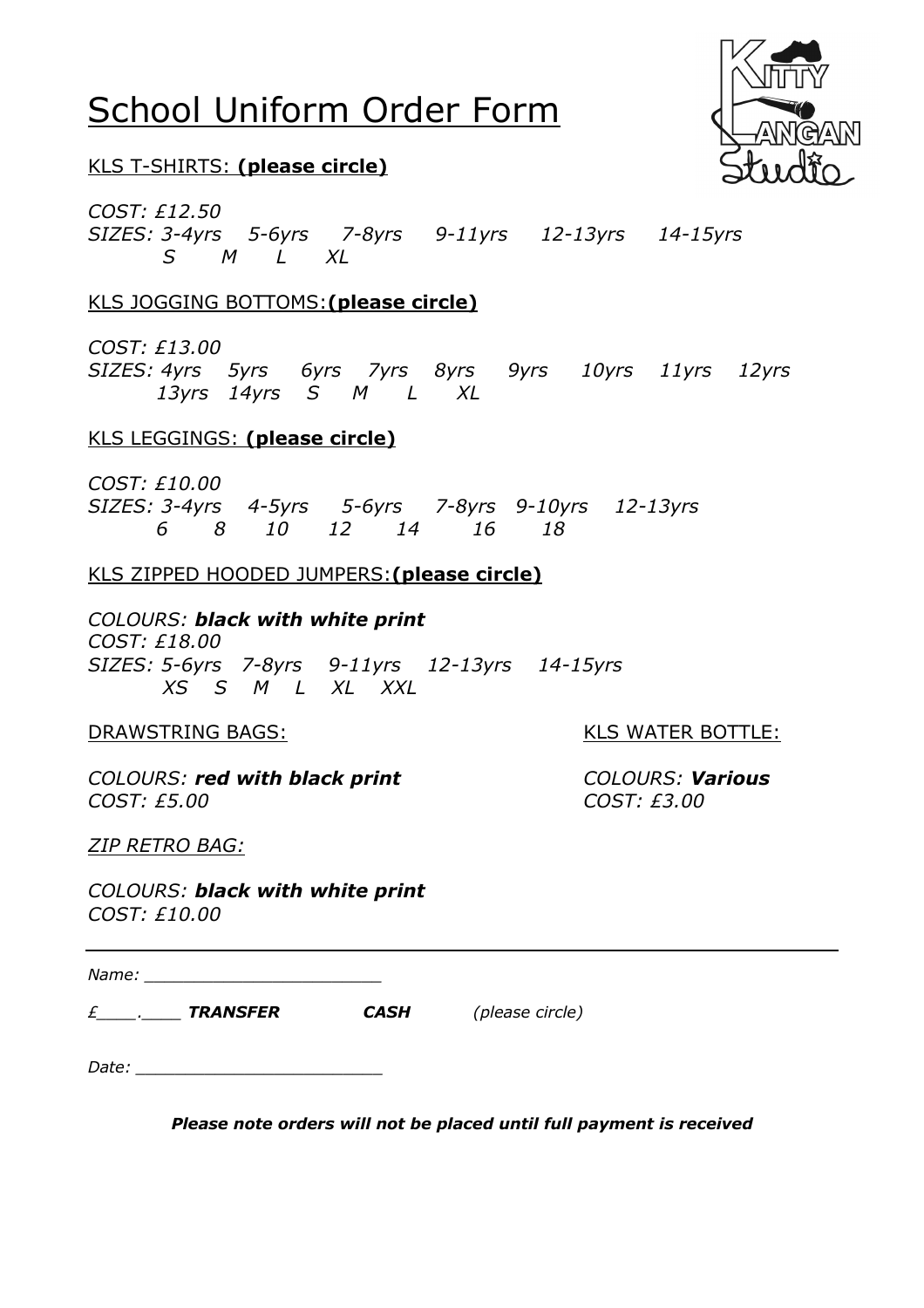# School Uniform Order Form

KLS T-SHIRTS: **(please circle)**

*COST: £12.50*
*SIZES: 3-4yrs 5-6yrs 7-8yrs 9-11yrs 12-13yrs 14-15yrs*
*S M L XL*

KLS JOGGING BOTTOMS: **(please circle)**

*COST: £13.00*
*SIZES: 4yrs 5yrs 6yrs 7yrs 8yrs 9yrs 10yrs 11yrs 12yrs*
*13yrs 14yrs S M L XL*

KLS LEGGINGS: **(please circle)**

*COST: £10.00*
*SIZES: 3-4yrs 4-5yrs 5-6yrs 7-8yrs 9-10yrs 12-13yrs*
*6 8 10 12 14 16 18*

KLS ZIPPED HOODED JUMPERS: **(please circle)**

*COLOURS: **black with white print***
*COST: £18.00*
*SIZES: 5-6yrs 7-8yrs 9-11yrs 12-13yrs 14-15yrs*
*XS S M L XL XXL*

DRAWSTRING BAGS:

*COLOURS: **red with black print***
*COST: £5.00*

KLS WATER BOTTLE:

*COLOURS: **Various***
*COST: £3.00*

*ZIP RETRO BAG:*

*COLOURS: **black with white print***
*COST: £10.00*

---

*Name: ________________________*

*£____.____ **TRANSFER** **CASH** (please circle)*

*Date: _________________________*

***Please note orders will not be placed until full payment is received***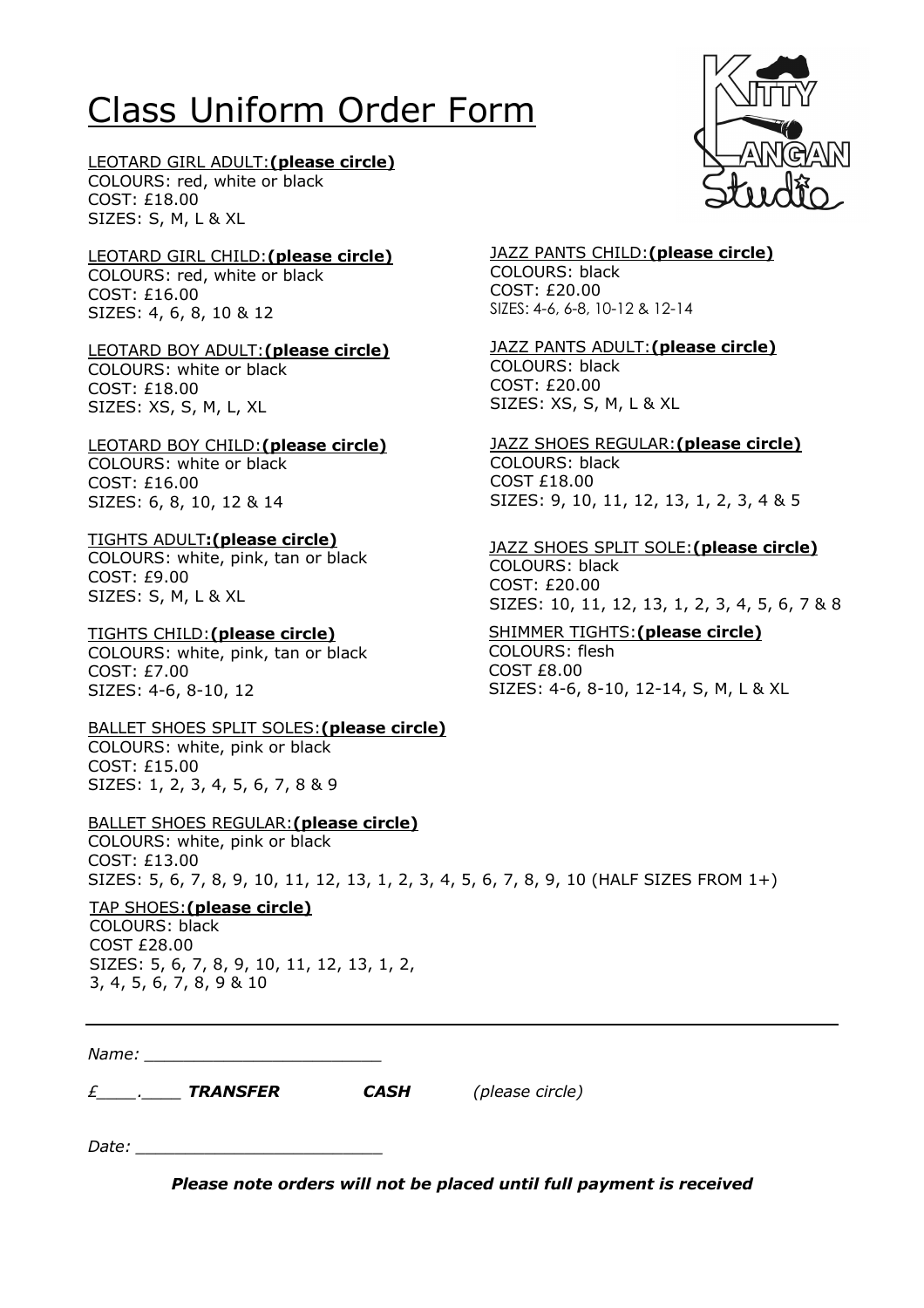# Class Uniform Order Form

LEOTARD GIRL ADULT:**(please circle)**
COLOURS: red, white or black
COST: £18.00
SIZES: S, M, L & XL

LEOTARD GIRL CHILD:**(please circle)**
COLOURS: red, white or black
COST: £16.00
SIZES: 4, 6, 8, 10 & 12

LEOTARD BOY ADULT:**(please circle)**
COLOURS: white or black
COST: £18.00
SIZES: XS, S, M, L, XL

LEOTARD BOY CHILD:**(please circle)**
COLOURS: white or black
COST: £16.00
SIZES: 6, 8, 10, 12 & 14

TIGHTS ADULT**:(please circle)**
COLOURS: white, pink, tan or black
COST: £9.00
SIZES: S, M, L & XL

TIGHTS CHILD:**(please circle)**
COLOURS: white, pink, tan or black
COST: £7.00
SIZES: 4-6, 8-10, 12

BALLET SHOES SPLIT SOLES:**(please circle)**
COLOURS: white, pink or black
COST: £15.00
SIZES: 1, 2, 3, 4, 5, 6, 7, 8 & 9

BALLET SHOES REGULAR:**(please circle)**
COLOURS: white, pink or black
COST: £13.00
SIZES: 5, 6, 7, 8, 9, 10, 11, 12, 13, 1, 2, 3, 4, 5, 6, 7, 8, 9, 10 (HALF SIZES FROM 1+)

TAP SHOES:**(please circle)**
COLOURS: black
COST £28.00
SIZES: 5, 6, 7, 8, 9, 10, 11, 12, 13, 1, 2, 3, 4, 5, 6, 7, 8, 9 & 10

JAZZ PANTS CHILD:**(please circle)**
COLOURS: black
COST: £20.00
SIZES: 4-6, 6-8, 10-12 & 12-14

JAZZ PANTS ADULT:**(please circle)**
COLOURS: black
COST: £20.00
SIZES: XS, S, M, L & XL

JAZZ SHOES REGULAR:**(please circle)**
COLOURS: black
COST £18.00
SIZES: 9, 10, 11, 12, 13, 1, 2, 3, 4 & 5

JAZZ SHOES SPLIT SOLE:**(please circle)**
COLOURS: black
COST: £20.00
SIZES: 10, 11, 12, 13, 1, 2, 3, 4, 5, 6, 7 & 8

SHIMMER TIGHTS:**(please circle)**
COLOURS: flesh
COST £8.00
SIZES: 4-6, 8-10, 12-14, S, M, L & XL

---

*Name:* ________________________

*£____.____* ***TRANSFER*** ***CASH*** *(please circle)*

*Date:* ________________________

***Please note orders will not be placed until full payment is received***